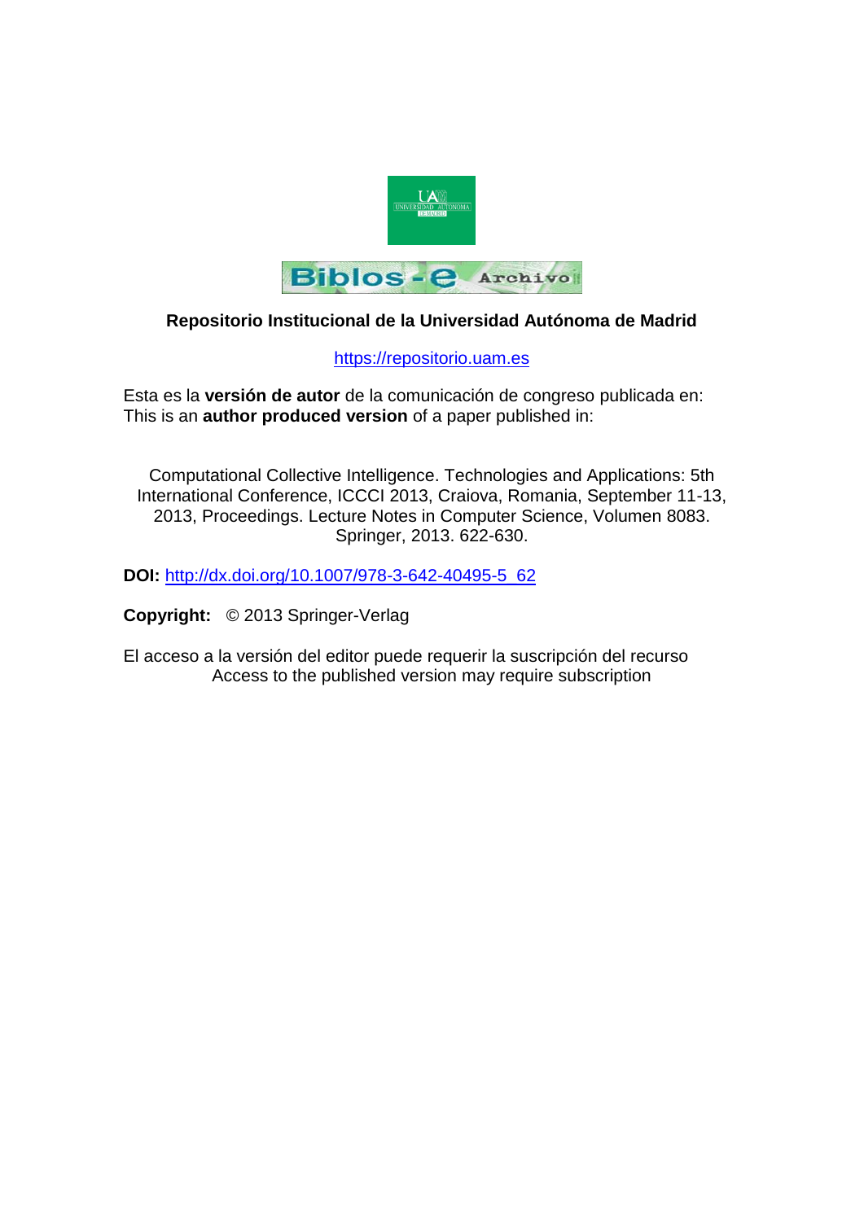**Repositorio Institucional de la Universidad Autónoma de Madrid**

https://repositorio.uam.es

Esta es la **versión de autor** de la comunicación de congreso publicada en:
This is an **author produced version** of a paper published in:

Computational Collective Intelligence. Technologies and Applications: 5th International Conference, ICCCI 2013, Craiova, Romania, September 11-13, 2013, Proceedings. Lecture Notes in Computer Science, Volumen 8083. Springer, 2013. 622-630.

**DOI:** http://dx.doi.org/10.1007/978-3-642-40495-5_62

**Copyright:** © 2013 Springer-Verlag

El acceso a la versión del editor puede requerir la suscripción del recurso
Access to the published version may require subscription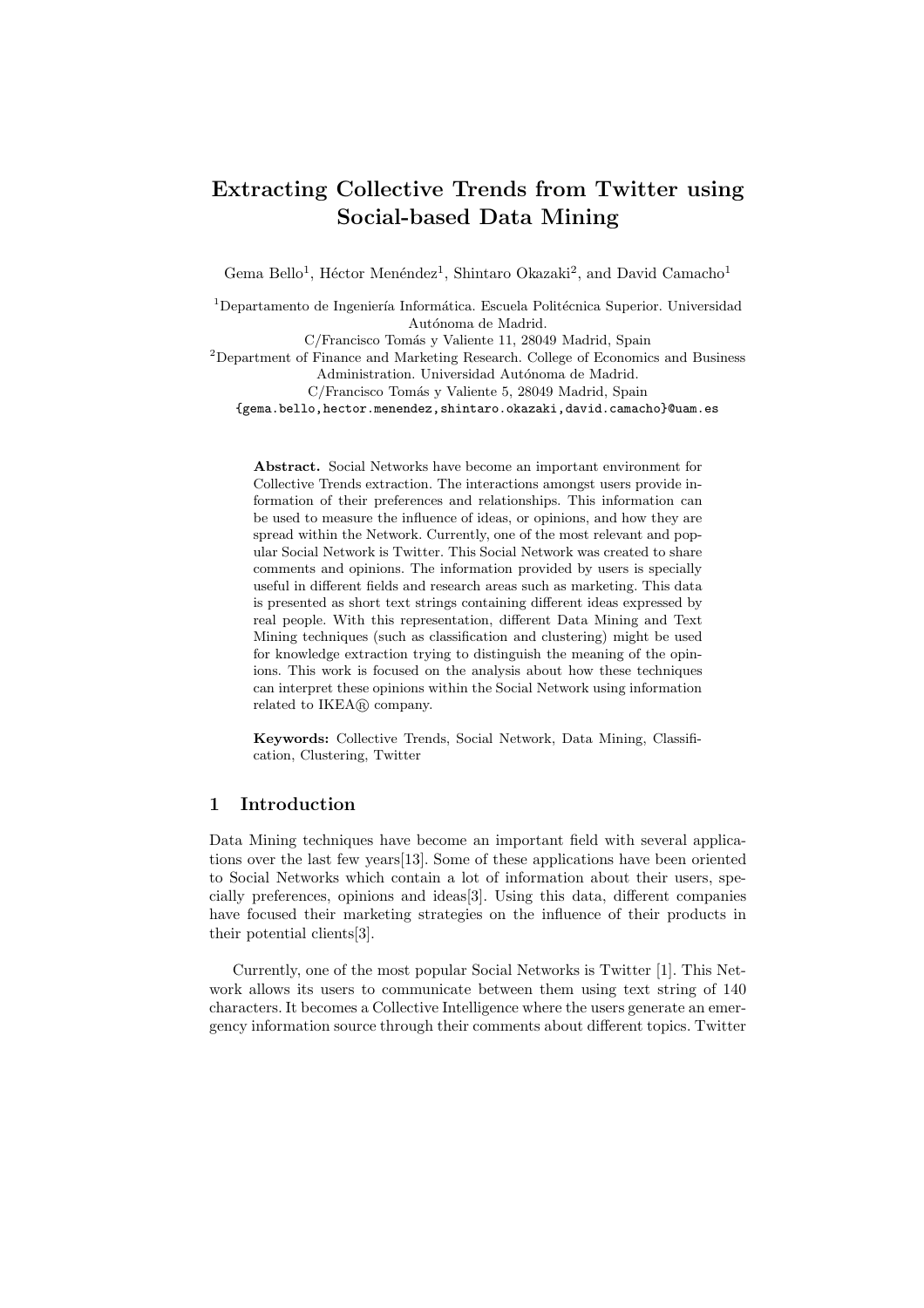# Extracting Collective Trends from Twitter using Social-based Data Mining

Gema Bello[1], Héctor Menéndez[1], Shintaro Okazaki[2], and David Camacho[1]

[1]Departamento de Ingeniería Informática. Escuela Politécnica Superior. Universidad Autónoma de Madrid.
C/Francisco Tomás y Valiente 11, 28049 Madrid, Spain
[2]Department of Finance and Marketing Research. College of Economics and Business Administration. Universidad Autónoma de Madrid.
C/Francisco Tomás y Valiente 5, 28049 Madrid, Spain
{gema.bello,hector.menendez,shintaro.okazaki,david.camacho}@uam.es

**Abstract.** Social Networks have become an important environment for Collective Trends extraction. The interactions amongst users provide information of their preferences and relationships. This information can be used to measure the influence of ideas, or opinions, and how they are spread within the Network. Currently, one of the most relevant and popular Social Network is Twitter. This Social Network was created to share comments and opinions. The information provided by users is specially useful in different fields and research areas such as marketing. This data is presented as short text strings containing different ideas expressed by real people. With this representation, different Data Mining and Text Mining techniques (such as classification and clustering) might be used for knowledge extraction trying to distinguish the meaning of the opinions. This work is focused on the analysis about how these techniques can interpret these opinions within the Social Network using information related to IKEA® company.

**Keywords:** Collective Trends, Social Network, Data Mining, Classification, Clustering, Twitter

## 1 Introduction

Data Mining techniques have become an important field with several applications over the last few years[13]. Some of these applications have been oriented to Social Networks which contain a lot of information about their users, specially preferences, opinions and ideas[3]. Using this data, different companies have focused their marketing strategies on the influence of their products in their potential clients[3].

Currently, one of the most popular Social Networks is Twitter [1]. This Network allows its users to communicate between them using text string of 140 characters. It becomes a Collective Intelligence where the users generate an emergency information source through their comments about different topics. Twitter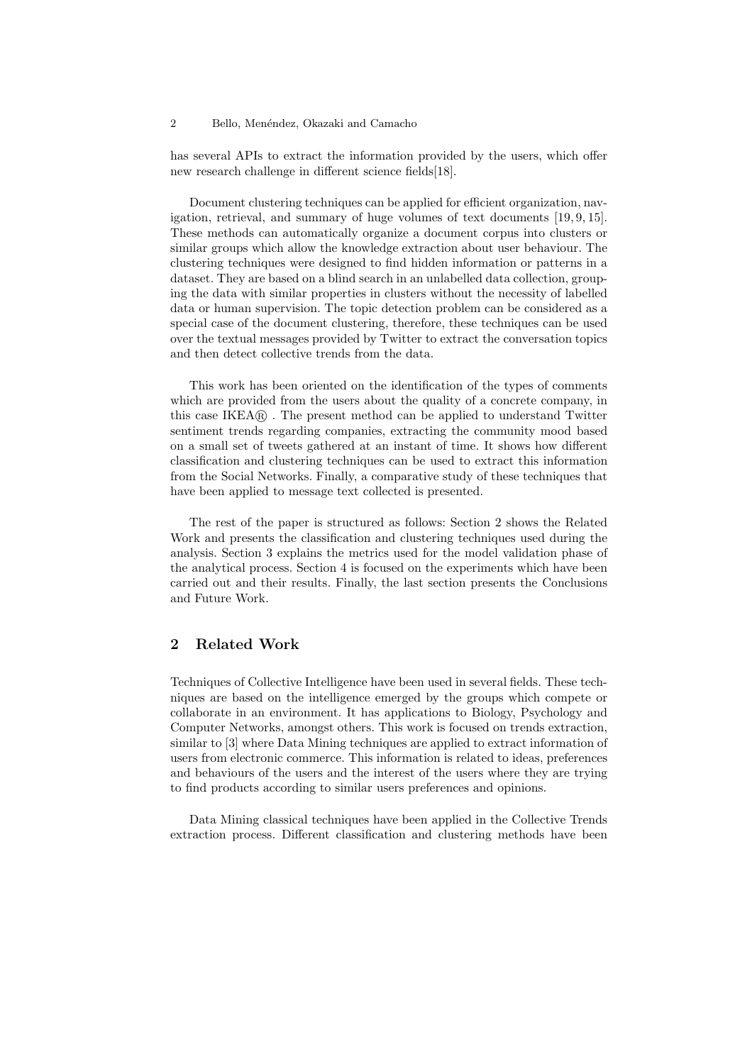has several APIs to extract the information provided by the users, which offer new research challenge in different science fields[18].

Document clustering techniques can be applied for efficient organization, navigation, retrieval, and summary of huge volumes of text documents [19, 9, 15]. These methods can automatically organize a document corpus into clusters or similar groups which allow the knowledge extraction about user behaviour. The clustering techniques were designed to find hidden information or patterns in a dataset. They are based on a blind search in an unlabelled data collection, grouping the data with similar properties in clusters without the necessity of labelled data or human supervision. The topic detection problem can be considered as a special case of the document clustering, therefore, these techniques can be used over the textual messages provided by Twitter to extract the conversation topics and then detect collective trends from the data.

This work has been oriented on the identification of the types of comments which are provided from the users about the quality of a concrete company, in this case IKEA® . The present method can be applied to understand Twitter sentiment trends regarding companies, extracting the community mood based on a small set of tweets gathered at an instant of time. It shows how different classification and clustering techniques can be used to extract this information from the Social Networks. Finally, a comparative study of these techniques that have been applied to message text collected is presented.

The rest of the paper is structured as follows: Section 2 shows the Related Work and presents the classification and clustering techniques used during the analysis. Section 3 explains the metrics used for the model validation phase of the analytical process. Section 4 is focused on the experiments which have been carried out and their results. Finally, the last section presents the Conclusions and Future Work.

## 2 Related Work

Techniques of Collective Intelligence have been used in several fields. These techniques are based on the intelligence emerged by the groups which compete or collaborate in an environment. It has applications to Biology, Psychology and Computer Networks, amongst others. This work is focused on trends extraction, similar to [3] where Data Mining techniques are applied to extract information of users from electronic commerce. This information is related to ideas, preferences and behaviours of the users and the interest of the users where they are trying to find products according to similar users preferences and opinions.

Data Mining classical techniques have been applied in the Collective Trends extraction process. Different classification and clustering methods have been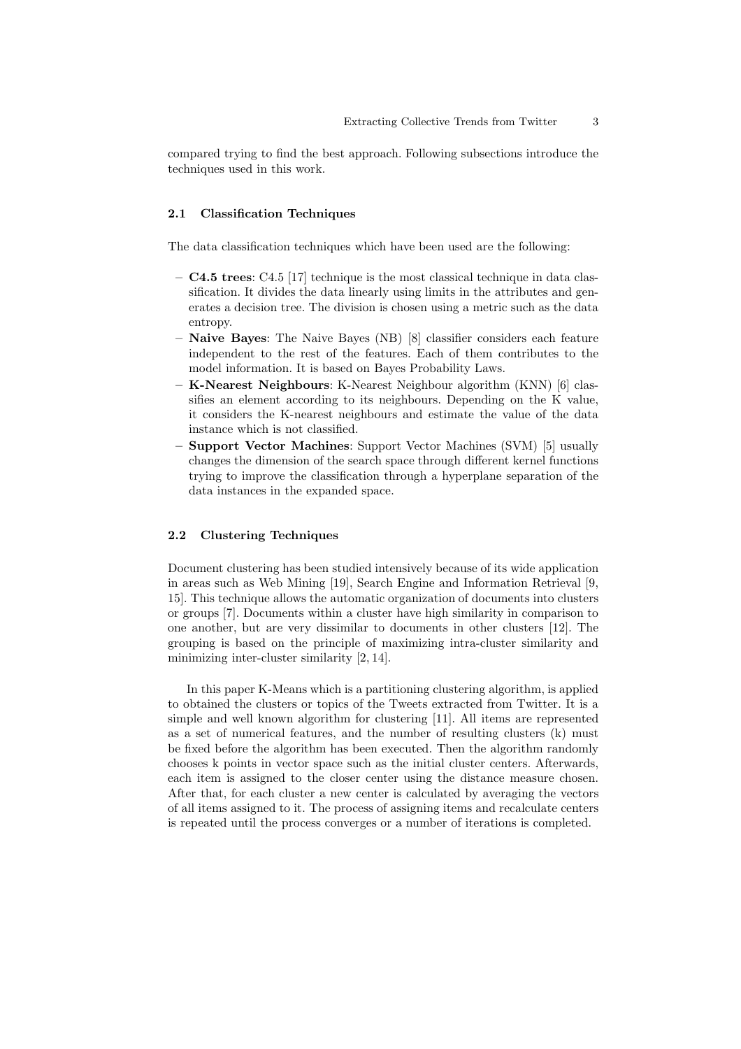compared trying to find the best approach. Following subsections introduce the techniques used in this work.

### 2.1 Classification Techniques

The data classification techniques which have been used are the following:

- **C4.5 trees**: C4.5 [17] technique is the most classical technique in data classification. It divides the data linearly using limits in the attributes and generates a decision tree. The division is chosen using a metric such as the data entropy.
- **Naive Bayes**: The Naive Bayes (NB) [8] classifier considers each feature independent to the rest of the features. Each of them contributes to the model information. It is based on Bayes Probability Laws.
- **K-Nearest Neighbours**: K-Nearest Neighbour algorithm (KNN) [6] classifies an element according to its neighbours. Depending on the K value, it considers the K-nearest neighbours and estimate the value of the data instance which is not classified.
- **Support Vector Machines**: Support Vector Machines (SVM) [5] usually changes the dimension of the search space through different kernel functions trying to improve the classification through a hyperplane separation of the data instances in the expanded space.

### 2.2 Clustering Techniques

Document clustering has been studied intensively because of its wide application in areas such as Web Mining [19], Search Engine and Information Retrieval [9, 15]. This technique allows the automatic organization of documents into clusters or groups [7]. Documents within a cluster have high similarity in comparison to one another, but are very dissimilar to documents in other clusters [12]. The grouping is based on the principle of maximizing intra-cluster similarity and minimizing inter-cluster similarity [2, 14].

In this paper K-Means which is a partitioning clustering algorithm, is applied to obtained the clusters or topics of the Tweets extracted from Twitter. It is a simple and well known algorithm for clustering [11]. All items are represented as a set of numerical features, and the number of resulting clusters (k) must be fixed before the algorithm has been executed. Then the algorithm randomly chooses k points in vector space such as the initial cluster centers. Afterwards, each item is assigned to the closer center using the distance measure chosen. After that, for each cluster a new center is calculated by averaging the vectors of all items assigned to it. The process of assigning items and recalculate centers is repeated until the process converges or a number of iterations is completed.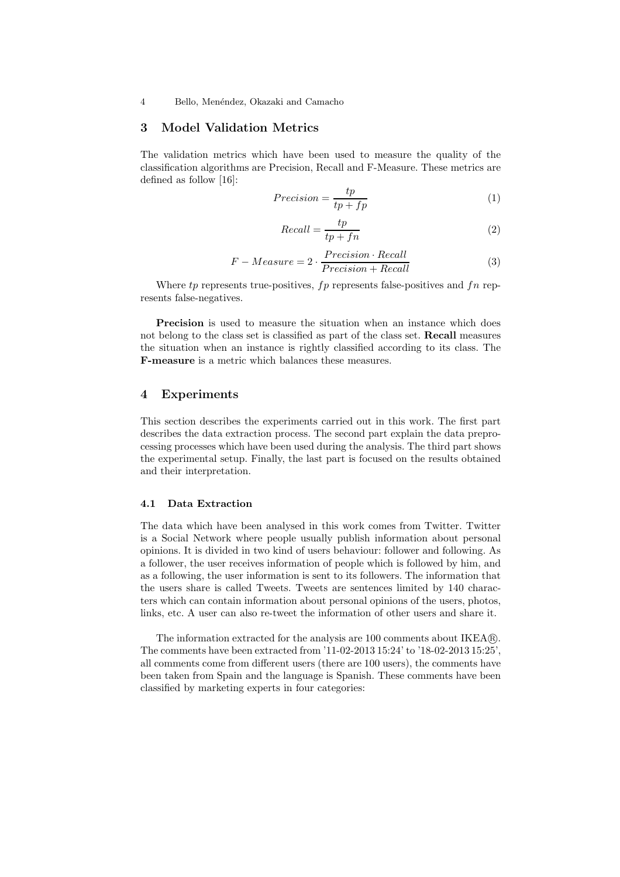## 3 Model Validation Metrics

The validation metrics which have been used to measure the quality of the classification algorithms are Precision, Recall and F-Measure. These metrics are defined as follow [16]:

$$Precision = \frac{tp}{tp + fp} \tag{1}$$

$$Recall = \frac{tp}{tp + fn} \tag{2}$$

$$F - Measure = 2 \cdot \frac{Precision \cdot Recall}{Precision + Recall} \tag{3}$$

Where $tp$ represents true-positives, $fp$ represents false-positives and $fn$ represents false-negatives.

**Precision** is used to measure the situation when an instance which does not belong to the class set is classified as part of the class set. **Recall** measures the situation when an instance is rightly classified according to its class. The **F-measure** is a metric which balances these measures.

## 4 Experiments

This section describes the experiments carried out in this work. The first part describes the data extraction process. The second part explain the data preprocessing processes which have been used during the analysis. The third part shows the experimental setup. Finally, the last part is focused on the results obtained and their interpretation.

### 4.1 Data Extraction

The data which have been analysed in this work comes from Twitter. Twitter is a Social Network where people usually publish information about personal opinions. It is divided in two kind of users behaviour: follower and following. As a follower, the user receives information of people which is followed by him, and as a following, the user information is sent to its followers. The information that the users share is called Tweets. Tweets are sentences limited by 140 characters which can contain information about personal opinions of the users, photos, links, etc. A user can also re-tweet the information of other users and share it.

The information extracted for the analysis are 100 comments about IKEA®. The comments have been extracted from '11-02-2013 15:24' to '18-02-2013 15:25', all comments come from different users (there are 100 users), the comments have been taken from Spain and the language is Spanish. These comments have been classified by marketing experts in four categories: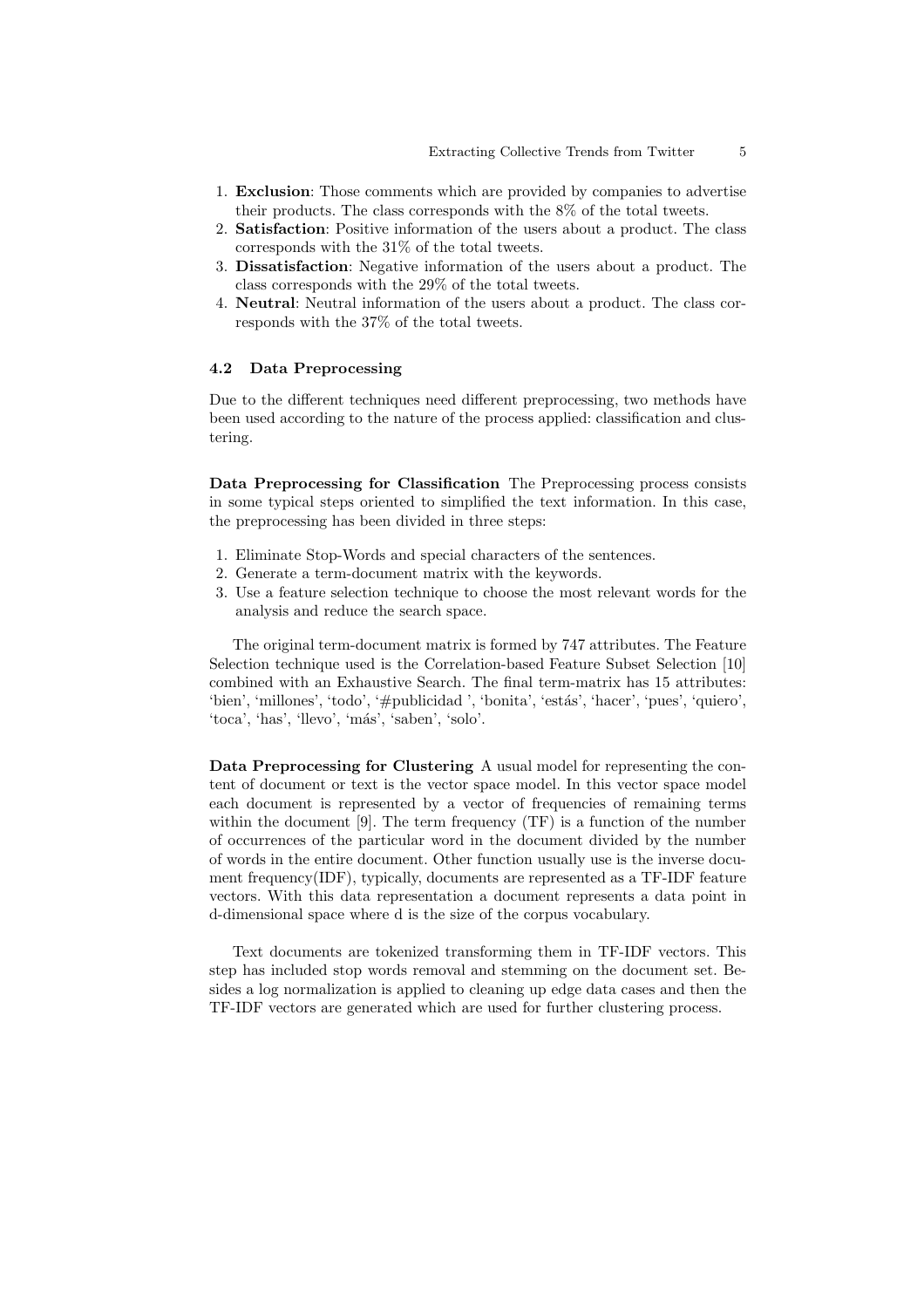1. **Exclusion**: Those comments which are provided by companies to advertise their products. The class corresponds with the 8% of the total tweets.
2. **Satisfaction**: Positive information of the users about a product. The class corresponds with the 31% of the total tweets.
3. **Dissatisfaction**: Negative information of the users about a product. The class corresponds with the 29% of the total tweets.
4. **Neutral**: Neutral information of the users about a product. The class corresponds with the 37% of the total tweets.

### 4.2 Data Preprocessing

Due to the different techniques need different preprocessing, two methods have been used according to the nature of the process applied: classification and clustering.

**Data Preprocessing for Classification** The Preprocessing process consists in some typical steps oriented to simplified the text information. In this case, the preprocessing has been divided in three steps:

1. Eliminate Stop-Words and special characters of the sentences.
2. Generate a term-document matrix with the keywords.
3. Use a feature selection technique to choose the most relevant words for the analysis and reduce the search space.

The original term-document matrix is formed by 747 attributes. The Feature Selection technique used is the Correlation-based Feature Subset Selection [10] combined with an Exhaustive Search. The final term-matrix has 15 attributes: 'bien', 'millones', 'todo', '#publicidad ', 'bonita', 'estás', 'hacer', 'pues', 'quiero', 'toca', 'has', 'llevo', 'más', 'saben', 'solo'.

**Data Preprocessing for Clustering** A usual model for representing the content of document or text is the vector space model. In this vector space model each document is represented by a vector of frequencies of remaining terms within the document [9]. The term frequency (TF) is a function of the number of occurrences of the particular word in the document divided by the number of words in the entire document. Other function usually use is the inverse document frequency(IDF), typically, documents are represented as a TF-IDF feature vectors. With this data representation a document represents a data point in d-dimensional space where d is the size of the corpus vocabulary.

Text documents are tokenized transforming them in TF-IDF vectors. This step has included stop words removal and stemming on the document set. Besides a log normalization is applied to cleaning up edge data cases and then the TF-IDF vectors are generated which are used for further clustering process.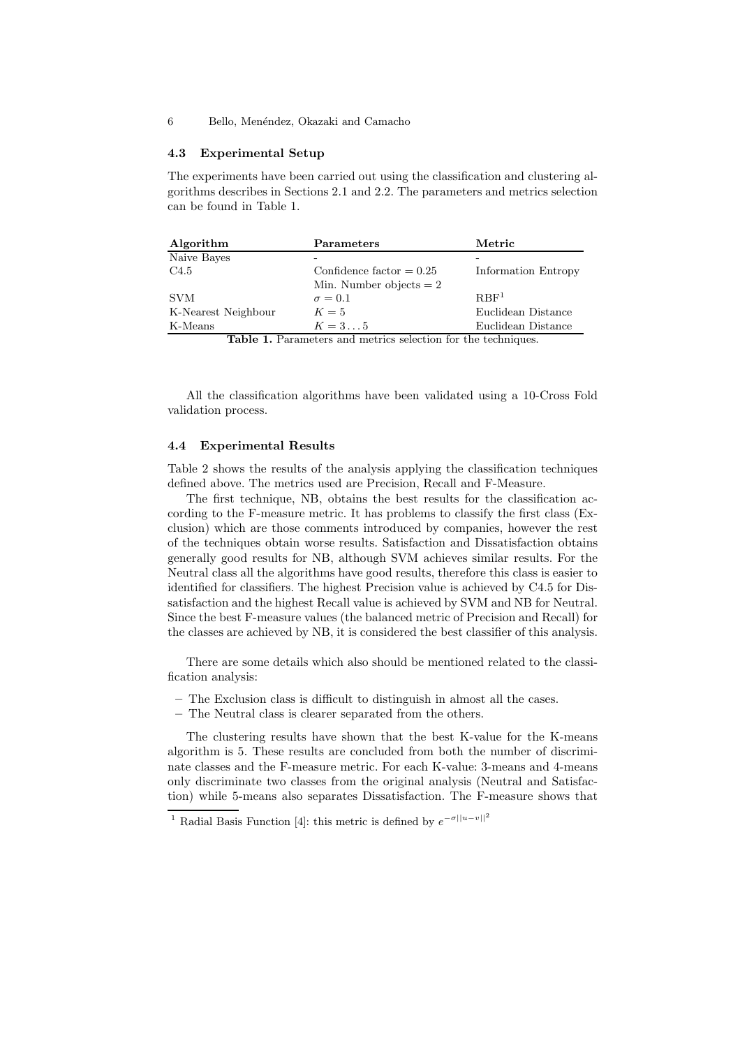### 4.3 Experimental Setup

The experiments have been carried out using the classification and clustering algorithms describes in Sections 2.1 and 2.2. The parameters and metrics selection can be found in Table 1.

| Algorithm | Parameters | Metric |
|---|---|---|
| Naive Bayes | - | - |
| C4.5 | Confidence factor = 0.25 | Information Entropy |
| | Min. Number objects = 2 | |
| SVM | $\sigma = 0.1$ | RBF[1] |
| K-Nearest Neighbour | $K = 5$ | Euclidean Distance |
| K-Means | $K = 3 \ldots 5$ | Euclidean Distance |

**Table 1.** Parameters and metrics selection for the techniques.

All the classification algorithms have been validated using a 10-Cross Fold validation process.

### 4.4 Experimental Results

Table 2 shows the results of the analysis applying the classification techniques defined above. The metrics used are Precision, Recall and F-Measure.

The first technique, NB, obtains the best results for the classification according to the F-measure metric. It has problems to classify the first class (Exclusion) which are those comments introduced by companies, however the rest of the techniques obtain worse results. Satisfaction and Dissatisfaction obtains generally good results for NB, although SVM achieves similar results. For the Neutral class all the algorithms have good results, therefore this class is easier to identified for classifiers. The highest Precision value is achieved by C4.5 for Dissatisfaction and the highest Recall value is achieved by SVM and NB for Neutral. Since the best F-measure values (the balanced metric of Precision and Recall) for the classes are achieved by NB, it is considered the best classifier of this analysis.

There are some details which also should be mentioned related to the classification analysis:

- The Exclusion class is difficult to distinguish in almost all the cases.
- The Neutral class is clearer separated from the others.

The clustering results have shown that the best K-value for the K-means algorithm is 5. These results are concluded from both the number of discriminate classes and the F-measure metric. For each K-value: 3-means and 4-means only discriminate two classes from the original analysis (Neutral and Satisfaction) while 5-means also separates Dissatisfaction. The F-measure shows that

[1] Radial Basis Function [4]: this metric is defined by $e^{-\sigma||u-v||^2}$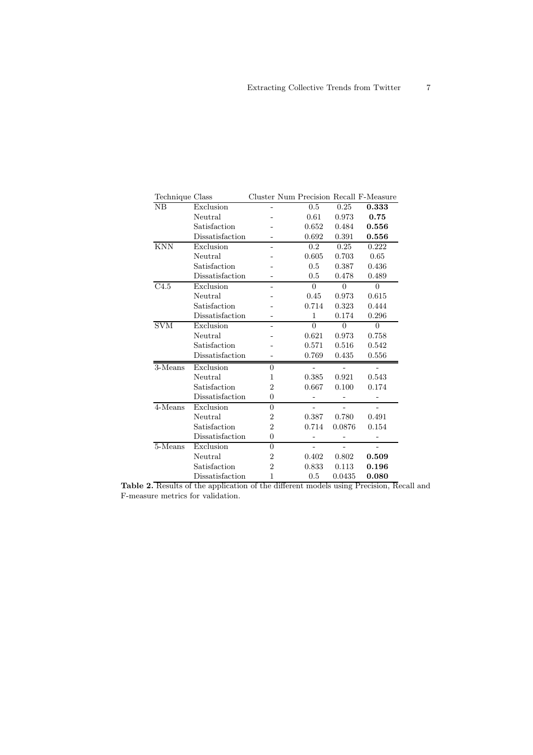| Technique | Class | Cluster Num | Precision | Recall | F-Measure |
|---|---|---|---|---|---|
| NB | Exclusion | - | 0.5 | 0.25 | **0.333** |
| | Neutral | - | 0.61 | 0.973 | **0.75** |
| | Satisfaction | - | 0.652 | 0.484 | **0.556** |
| | Dissatisfaction | - | 0.692 | 0.391 | **0.556** |
| KNN | Exclusion | - | 0.2 | 0.25 | 0.222 |
| | Neutral | - | 0.605 | 0.703 | 0.65 |
| | Satisfaction | - | 0.5 | 0.387 | 0.436 |
| | Dissatisfaction | - | 0.5 | 0.478 | 0.489 |
| C4.5 | Exclusion | - | 0 | 0 | 0 |
| | Neutral | - | 0.45 | 0.973 | 0.615 |
| | Satisfaction | - | 0.714 | 0.323 | 0.444 |
| | Dissatisfaction | - | 1 | 0.174 | 0.296 |
| SVM | Exclusion | - | 0 | 0 | 0 |
| | Neutral | - | 0.621 | 0.973 | 0.758 |
| | Satisfaction | - | 0.571 | 0.516 | 0.542 |
| | Dissatisfaction | - | 0.769 | 0.435 | 0.556 |
| 3-Means | Exclusion | 0 | - | - | - |
| | Neutral | 1 | 0.385 | 0.921 | 0.543 |
| | Satisfaction | 2 | 0.667 | 0.100 | 0.174 |
| | Dissatisfaction | 0 | - | - | - |
| 4-Means | Exclusion | 0 | - | - | - |
| | Neutral | 2 | 0.387 | 0.780 | 0.491 |
| | Satisfaction | 2 | 0.714 | 0.0876 | 0.154 |
| | Dissatisfaction | 0 | - | - | - |
| 5-Means | Exclusion | 0 | - | - | - |
| | Neutral | 2 | 0.402 | 0.802 | **0.509** |
| | Satisfaction | 2 | 0.833 | 0.113 | **0.196** |
| | Dissatisfaction | 1 | 0.5 | 0.0435 | **0.080** |

**Table 2.** Results of the application of the different models using Precision, Recall and F-measure metrics for validation.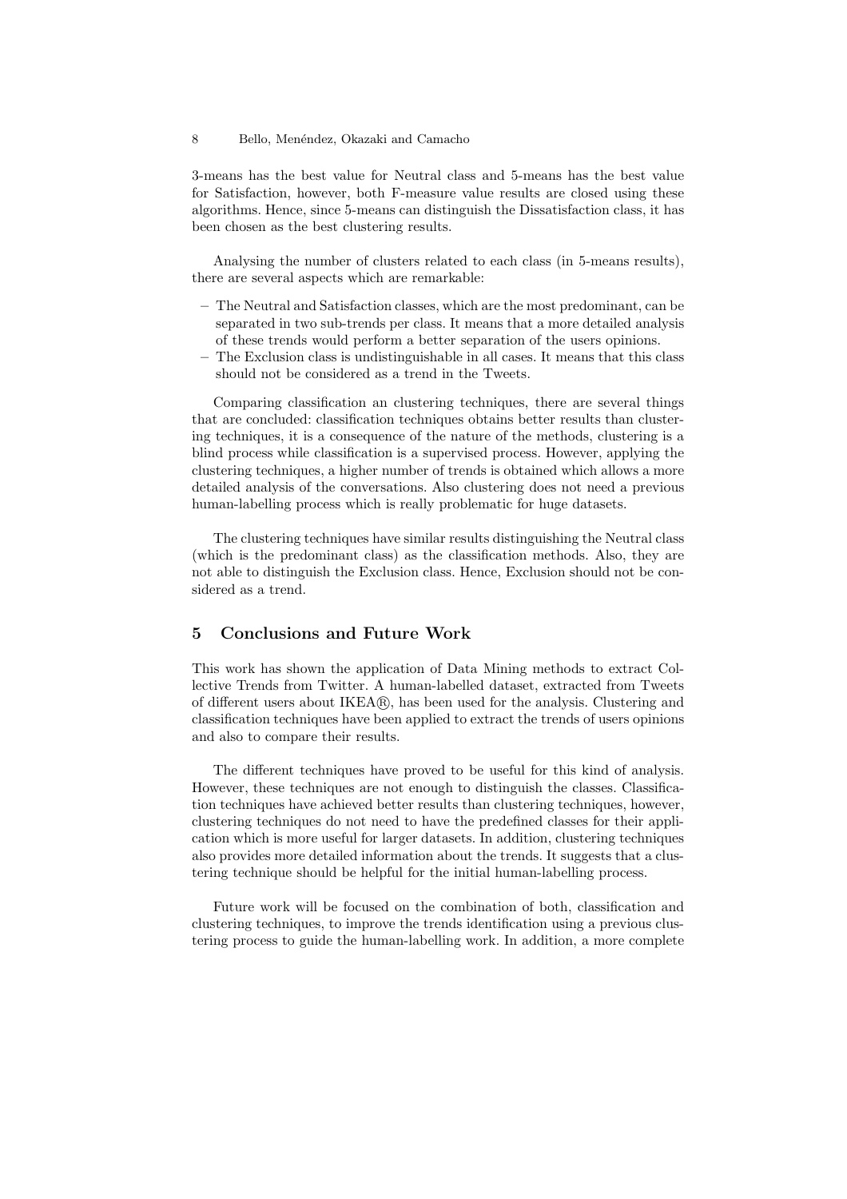3-means has the best value for Neutral class and 5-means has the best value for Satisfaction, however, both F-measure value results are closed using these algorithms. Hence, since 5-means can distinguish the Dissatisfaction class, it has been chosen as the best clustering results.

Analysing the number of clusters related to each class (in 5-means results), there are several aspects which are remarkable:

- The Neutral and Satisfaction classes, which are the most predominant, can be separated in two sub-trends per class. It means that a more detailed analysis of these trends would perform a better separation of the users opinions.
- The Exclusion class is undistinguishable in all cases. It means that this class should not be considered as a trend in the Tweets.

Comparing classification an clustering techniques, there are several things that are concluded: classification techniques obtains better results than clustering techniques, it is a consequence of the nature of the methods, clustering is a blind process while classification is a supervised process. However, applying the clustering techniques, a higher number of trends is obtained which allows a more detailed analysis of the conversations. Also clustering does not need a previous human-labelling process which is really problematic for huge datasets.

The clustering techniques have similar results distinguishing the Neutral class (which is the predominant class) as the classification methods. Also, they are not able to distinguish the Exclusion class. Hence, Exclusion should not be considered as a trend.

## 5 Conclusions and Future Work

This work has shown the application of Data Mining methods to extract Collective Trends from Twitter. A human-labelled dataset, extracted from Tweets of different users about IKEA®, has been used for the analysis. Clustering and classification techniques have been applied to extract the trends of users opinions and also to compare their results.

The different techniques have proved to be useful for this kind of analysis. However, these techniques are not enough to distinguish the classes. Classification techniques have achieved better results than clustering techniques, however, clustering techniques do not need to have the predefined classes for their application which is more useful for larger datasets. In addition, clustering techniques also provides more detailed information about the trends. It suggests that a clustering technique should be helpful for the initial human-labelling process.

Future work will be focused on the combination of both, classification and clustering techniques, to improve the trends identification using a previous clustering process to guide the human-labelling work. In addition, a more complete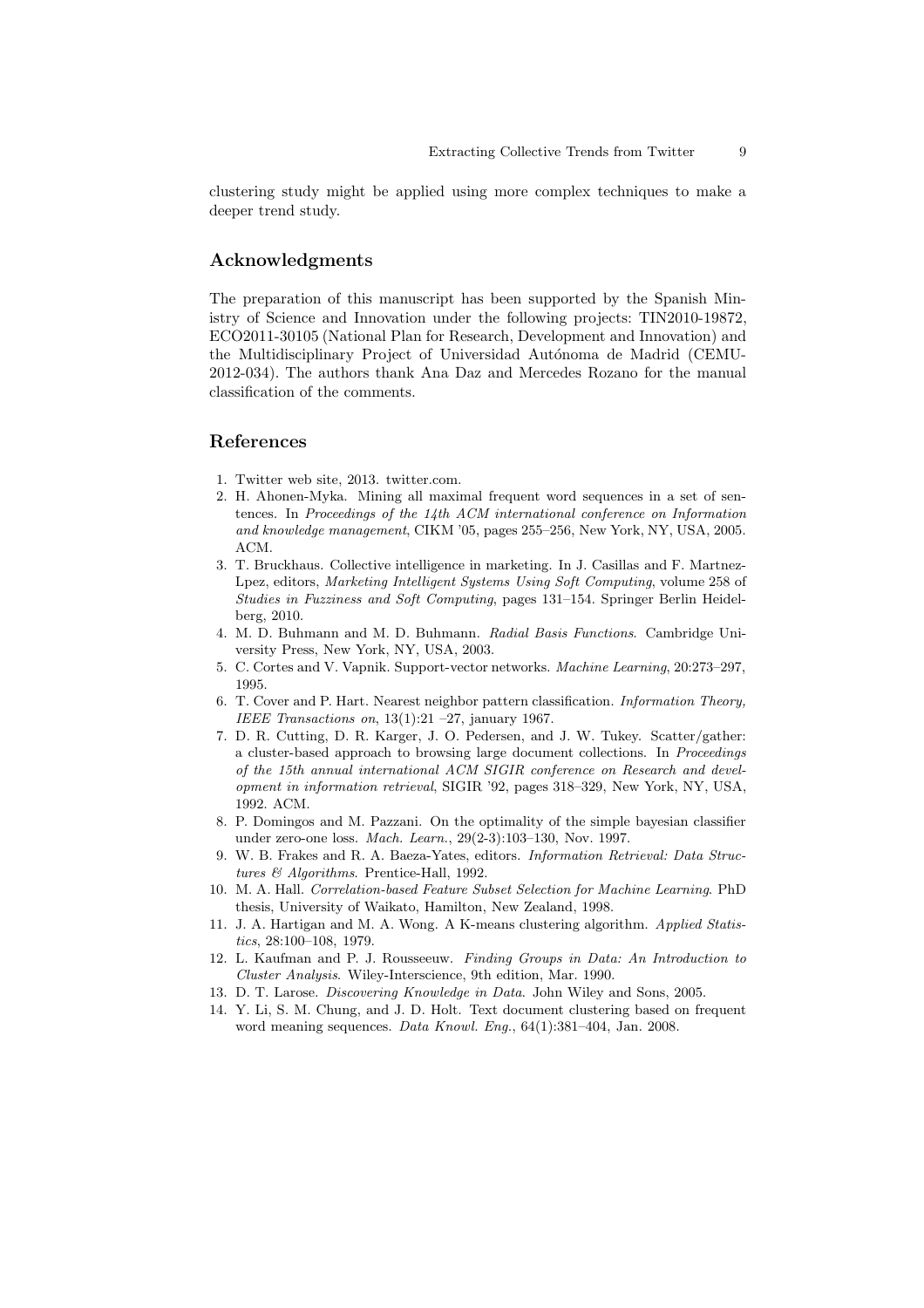clustering study might be applied using more complex techniques to make a deeper trend study.

## Acknowledgments

The preparation of this manuscript has been supported by the Spanish Ministry of Science and Innovation under the following projects: TIN2010-19872, ECO2011-30105 (National Plan for Research, Development and Innovation) and the Multidisciplinary Project of Universidad Autónoma de Madrid (CEMU-2012-034). The authors thank Ana Daz and Mercedes Rozano for the manual classification of the comments.

## References

1. Twitter web site, 2013. twitter.com.
2. H. Ahonen-Myka. Mining all maximal frequent word sequences in a set of sentences. In *Proceedings of the 14th ACM international conference on Information and knowledge management*, CIKM '05, pages 255–256, New York, NY, USA, 2005. ACM.
3. T. Bruckhaus. Collective intelligence in marketing. In J. Casillas and F. Martnez-Lpez, editors, *Marketing Intelligent Systems Using Soft Computing*, volume 258 of *Studies in Fuzziness and Soft Computing*, pages 131–154. Springer Berlin Heidelberg, 2010.
4. M. D. Buhmann and M. D. Buhmann. *Radial Basis Functions*. Cambridge University Press, New York, NY, USA, 2003.
5. C. Cortes and V. Vapnik. Support-vector networks. *Machine Learning*, 20:273–297, 1995.
6. T. Cover and P. Hart. Nearest neighbor pattern classification. *Information Theory, IEEE Transactions on*, 13(1):21 –27, january 1967.
7. D. R. Cutting, D. R. Karger, J. O. Pedersen, and J. W. Tukey. Scatter/gather: a cluster-based approach to browsing large document collections. In *Proceedings of the 15th annual international ACM SIGIR conference on Research and development in information retrieval*, SIGIR '92, pages 318–329, New York, NY, USA, 1992. ACM.
8. P. Domingos and M. Pazzani. On the optimality of the simple bayesian classifier under zero-one loss. *Mach. Learn.*, 29(2-3):103–130, Nov. 1997.
9. W. B. Frakes and R. A. Baeza-Yates, editors. *Information Retrieval: Data Structures & Algorithms*. Prentice-Hall, 1992.
10. M. A. Hall. *Correlation-based Feature Subset Selection for Machine Learning*. PhD thesis, University of Waikato, Hamilton, New Zealand, 1998.
11. J. A. Hartigan and M. A. Wong. A K-means clustering algorithm. *Applied Statistics*, 28:100–108, 1979.
12. L. Kaufman and P. J. Rousseeuw. *Finding Groups in Data: An Introduction to Cluster Analysis*. Wiley-Interscience, 9th edition, Mar. 1990.
13. D. T. Larose. *Discovering Knowledge in Data*. John Wiley and Sons, 2005.
14. Y. Li, S. M. Chung, and J. D. Holt. Text document clustering based on frequent word meaning sequences. *Data Knowl. Eng.*, 64(1):381–404, Jan. 2008.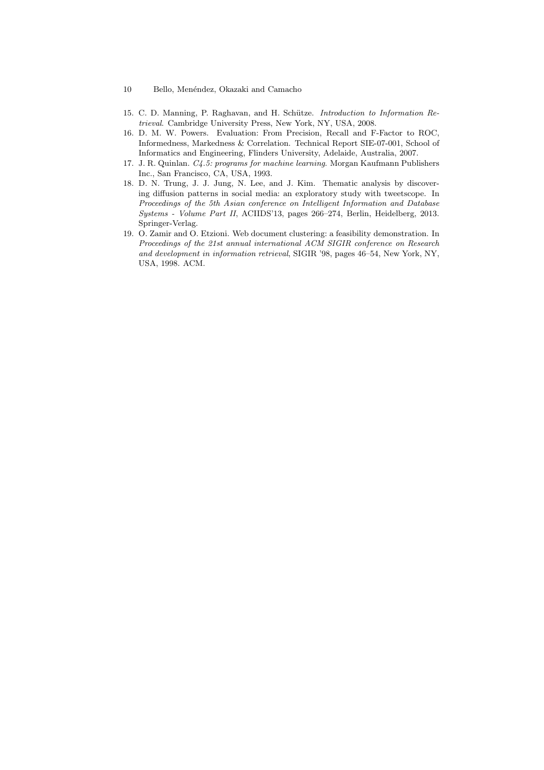15. C. D. Manning, P. Raghavan, and H. Schütze. *Introduction to Information Retrieval*. Cambridge University Press, New York, NY, USA, 2008.
16. D. M. W. Powers. Evaluation: From Precision, Recall and F-Factor to ROC, Informedness, Markedness & Correlation. Technical Report SIE-07-001, School of Informatics and Engineering, Flinders University, Adelaide, Australia, 2007.
17. J. R. Quinlan. *C4.5: programs for machine learning*. Morgan Kaufmann Publishers Inc., San Francisco, CA, USA, 1993.
18. D. N. Trung, J. J. Jung, N. Lee, and J. Kim. Thematic analysis by discovering diffusion patterns in social media: an exploratory study with tweetscope. In *Proceedings of the 5th Asian conference on Intelligent Information and Database Systems - Volume Part II*, ACIIDS'13, pages 266–274, Berlin, Heidelberg, 2013. Springer-Verlag.
19. O. Zamir and O. Etzioni. Web document clustering: a feasibility demonstration. In *Proceedings of the 21st annual international ACM SIGIR conference on Research and development in information retrieval*, SIGIR '98, pages 46–54, New York, NY, USA, 1998. ACM.